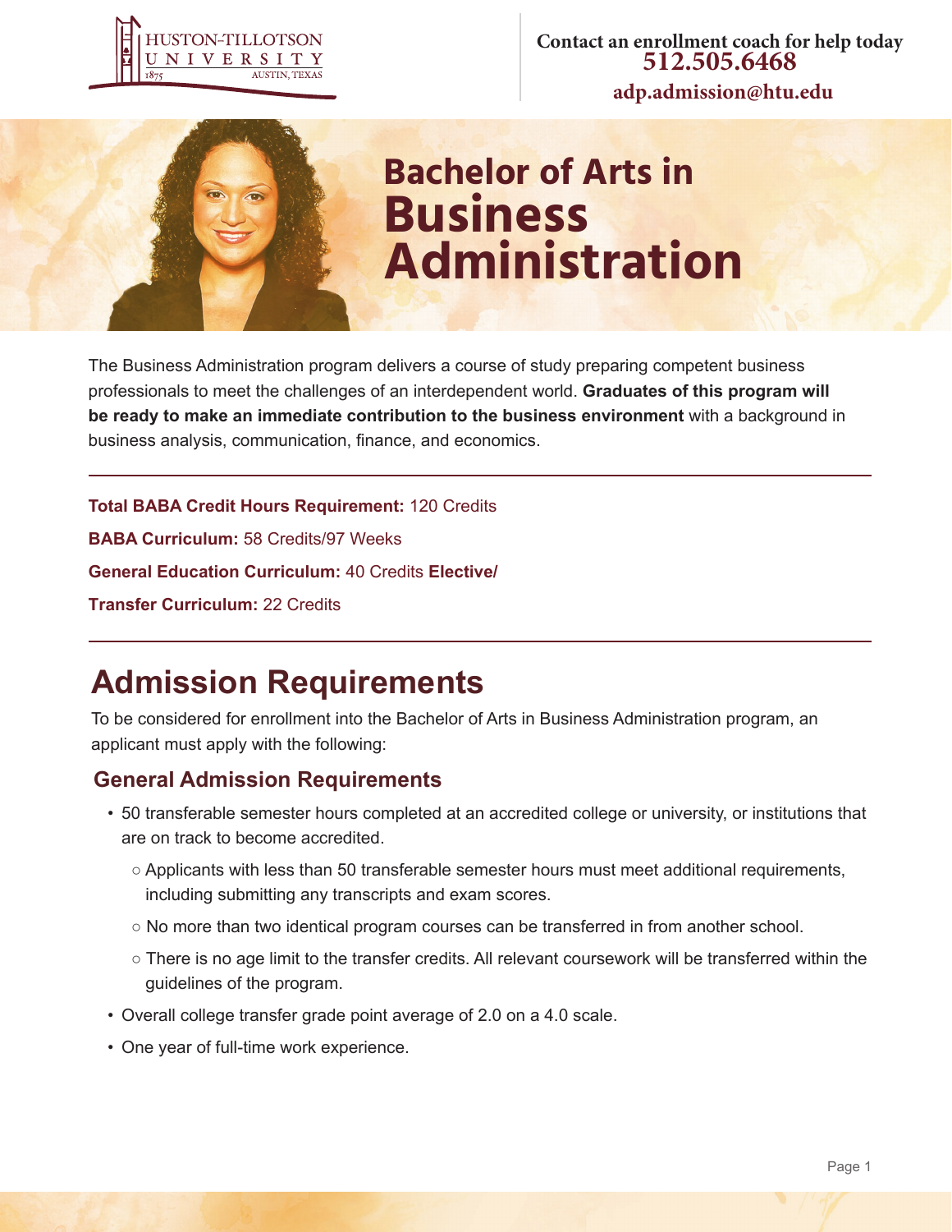HUSTON-TILLOTSON UNIVERSITY
1875 AUSTIN, TEXAS

Contact an enrollment coach for help today
**512.505.6468**
**adp.admission@htu.edu**

# Bachelor of Arts in Business Administration

The Business Administration program delivers a course of study preparing competent business professionals to meet the challenges of an interdependent world. **Graduates of this program will be ready to make an immediate contribution to the business environment** with a background in business analysis, communication, finance, and economics.

**Total BABA Credit Hours Requirement:** 120 Credits

**BABA Curriculum:** 58 Credits/97 Weeks

**General Education Curriculum:** 40 Credits **Elective/**

**Transfer Curriculum:** 22 Credits

## Admission Requirements

To be considered for enrollment into the Bachelor of Arts in Business Administration program, an applicant must apply with the following:

### General Admission Requirements

- 50 transferable semester hours completed at an accredited college or university, or institutions that are on track to become accredited.
  - Applicants with less than 50 transferable semester hours must meet additional requirements, including submitting any transcripts and exam scores.
  - No more than two identical program courses can be transferred in from another school.
  - There is no age limit to the transfer credits. All relevant coursework will be transferred within the guidelines of the program.
- Overall college transfer grade point average of 2.0 on a 4.0 scale.
- One year of full-time work experience.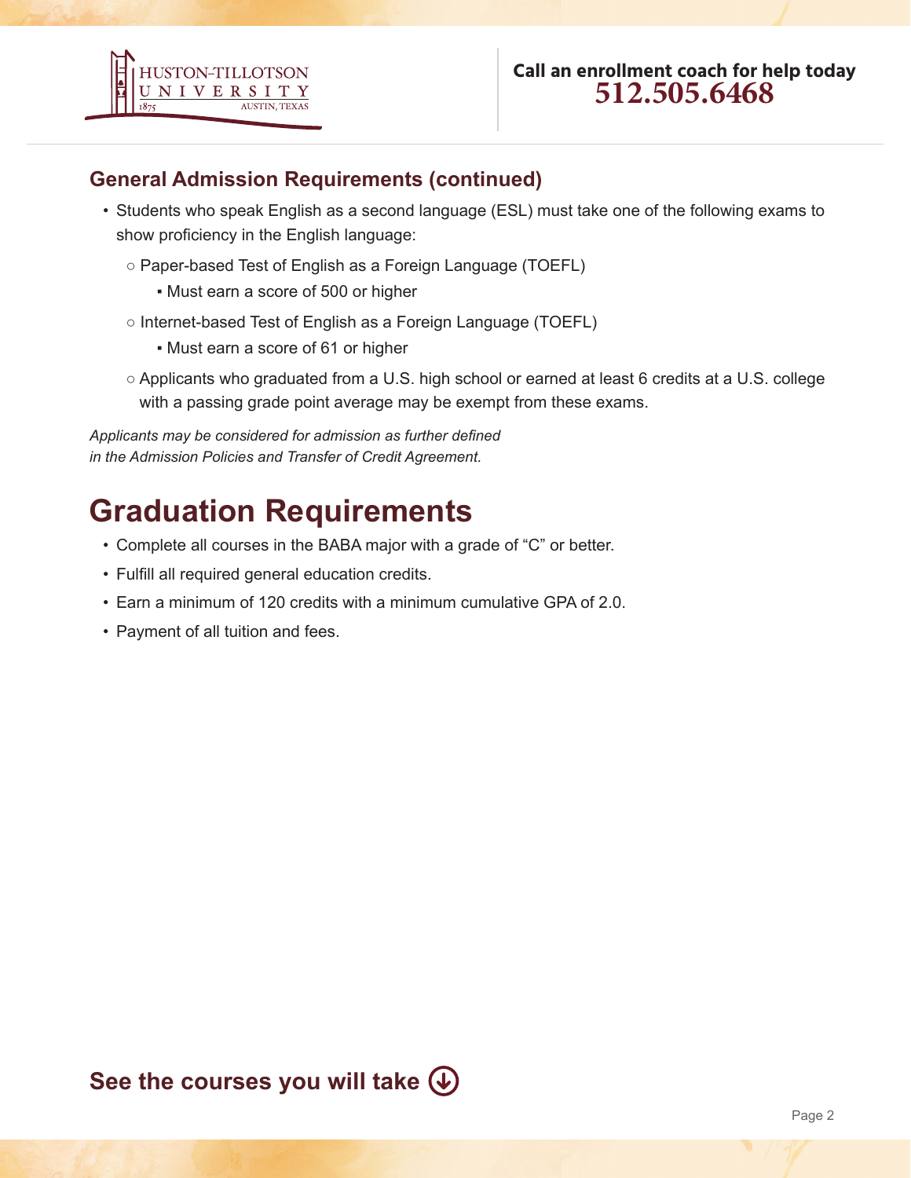## General Admission Requirements (continued)

- Students who speak English as a second language (ESL) must take one of the following exams to show proficiency in the English language:
  - Paper-based Test of English as a Foreign Language (TOEFL)
    - Must earn a score of 500 or higher
  - Internet-based Test of English as a Foreign Language (TOEFL)
    - Must earn a score of 61 or higher
  - Applicants who graduated from a U.S. high school or earned at least 6 credits at a U.S. college with a passing grade point average may be exempt from these exams.

*Applicants may be considered for admission as further defined in the Admission Policies and Transfer of Credit Agreement.*

# Graduation Requirements

- Complete all courses in the BABA major with a grade of "C" or better.
- Fulfill all required general education credits.
- Earn a minimum of 120 credits with a minimum cumulative GPA of 2.0.
- Payment of all tuition and fees.

## See the courses you will take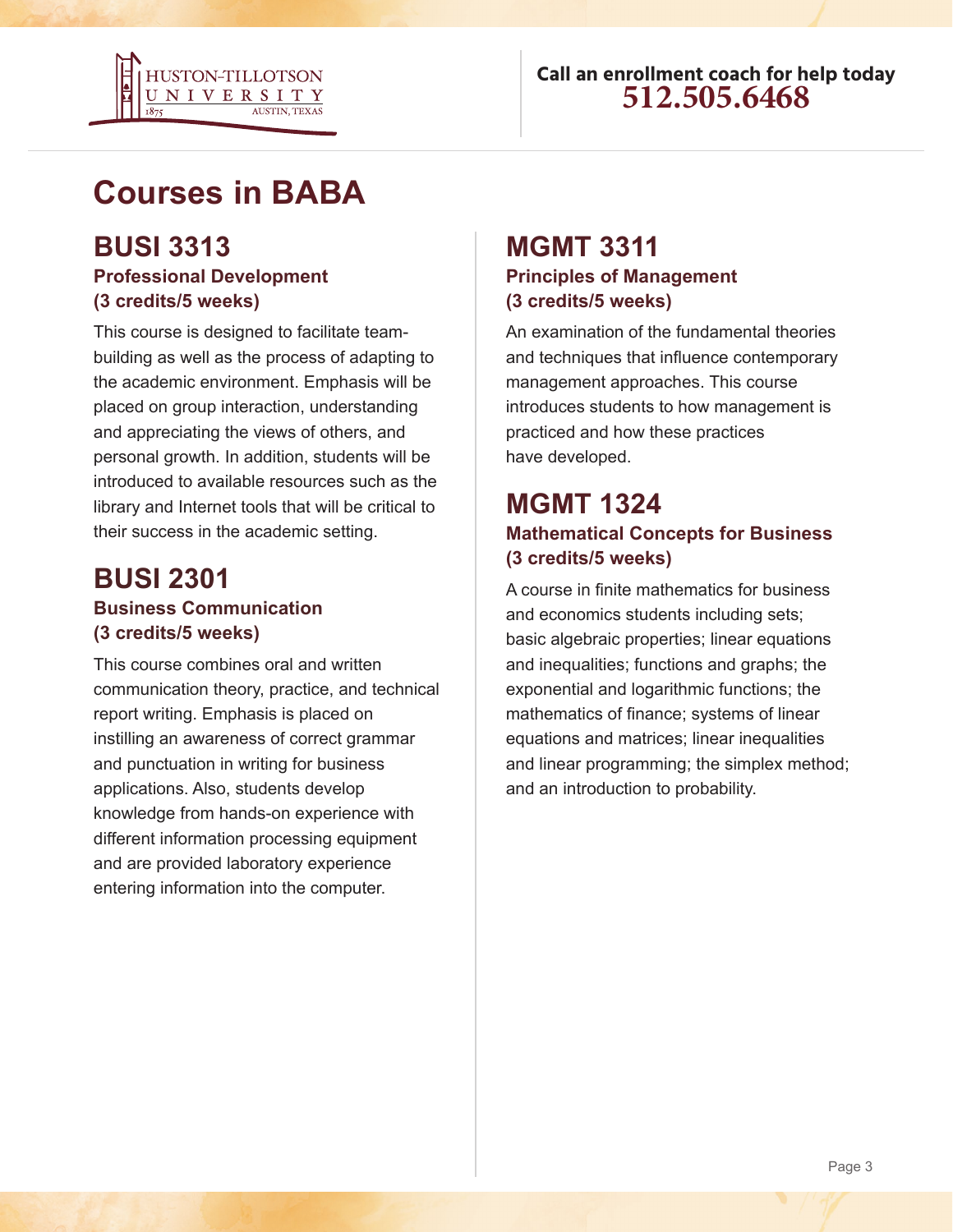# Courses in BABA

## BUSI 3313

### Professional Development (3 credits/5 weeks)

This course is designed to facilitate team-building as well as the process of adapting to the academic environment. Emphasis will be placed on group interaction, understanding and appreciating the views of others, and personal growth. In addition, students will be introduced to available resources such as the library and Internet tools that will be critical to their success in the academic setting.

## BUSI 2301

### Business Communication (3 credits/5 weeks)

This course combines oral and written communication theory, practice, and technical report writing. Emphasis is placed on instilling an awareness of correct grammar and punctuation in writing for business applications. Also, students develop knowledge from hands-on experience with different information processing equipment and are provided laboratory experience entering information into the computer.

## MGMT 3311

### Principles of Management (3 credits/5 weeks)

An examination of the fundamental theories and techniques that influence contemporary management approaches. This course introduces students to how management is practiced and how these practices have developed.

## MGMT 1324

### Mathematical Concepts for Business (3 credits/5 weeks)

A course in finite mathematics for business and economics students including sets; basic algebraic properties; linear equations and inequalities; functions and graphs; the exponential and logarithmic functions; the mathematics of finance; systems of linear equations and matrices; linear inequalities and linear programming; the simplex method; and an introduction to probability.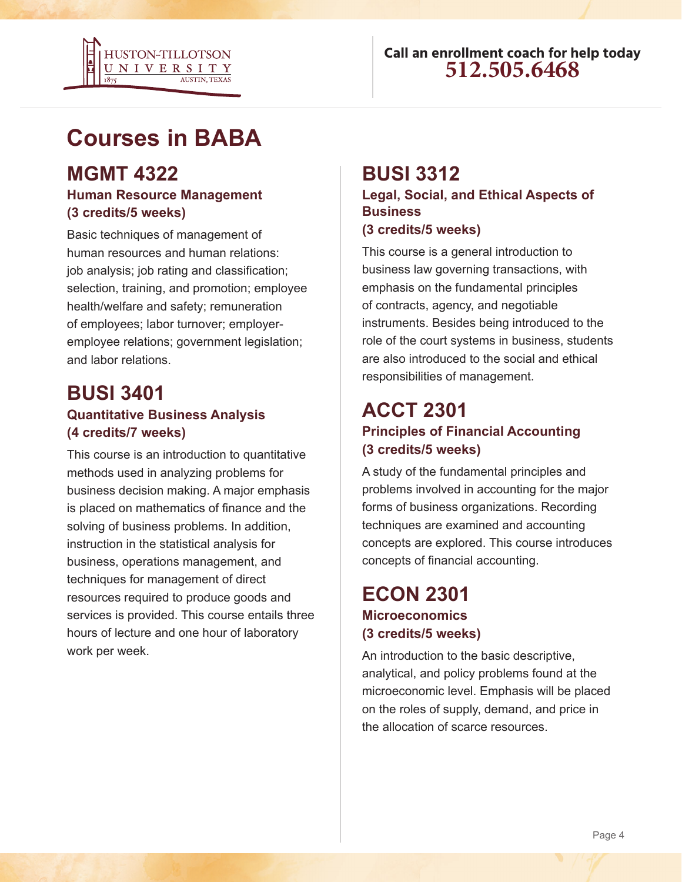# Courses in BABA

## MGMT 4322

### Human Resource Management
### (3 credits/5 weeks)

Basic techniques of management of human resources and human relations: job analysis; job rating and classification; selection, training, and promotion; employee health/welfare and safety; remuneration of employees; labor turnover; employer-employee relations; government legislation; and labor relations.

## BUSI 3401

### Quantitative Business Analysis
### (4 credits/7 weeks)

This course is an introduction to quantitative methods used in analyzing problems for business decision making. A major emphasis is placed on mathematics of finance and the solving of business problems. In addition, instruction in the statistical analysis for business, operations management, and techniques for management of direct resources required to produce goods and services is provided. This course entails three hours of lecture and one hour of laboratory work per week.

## BUSI 3312

### Legal, Social, and Ethical Aspects of Business
### (3 credits/5 weeks)

This course is a general introduction to business law governing transactions, with emphasis on the fundamental principles of contracts, agency, and negotiable instruments. Besides being introduced to the role of the court systems in business, students are also introduced to the social and ethical responsibilities of management.

## ACCT 2301

### Principles of Financial Accounting
### (3 credits/5 weeks)

A study of the fundamental principles and problems involved in accounting for the major forms of business organizations. Recording techniques are examined and accounting concepts are explored. This course introduces concepts of financial accounting.

## ECON 2301

### Microeconomics
### (3 credits/5 weeks)

An introduction to the basic descriptive, analytical, and policy problems found at the microeconomic level. Emphasis will be placed on the roles of supply, demand, and price in the allocation of scarce resources.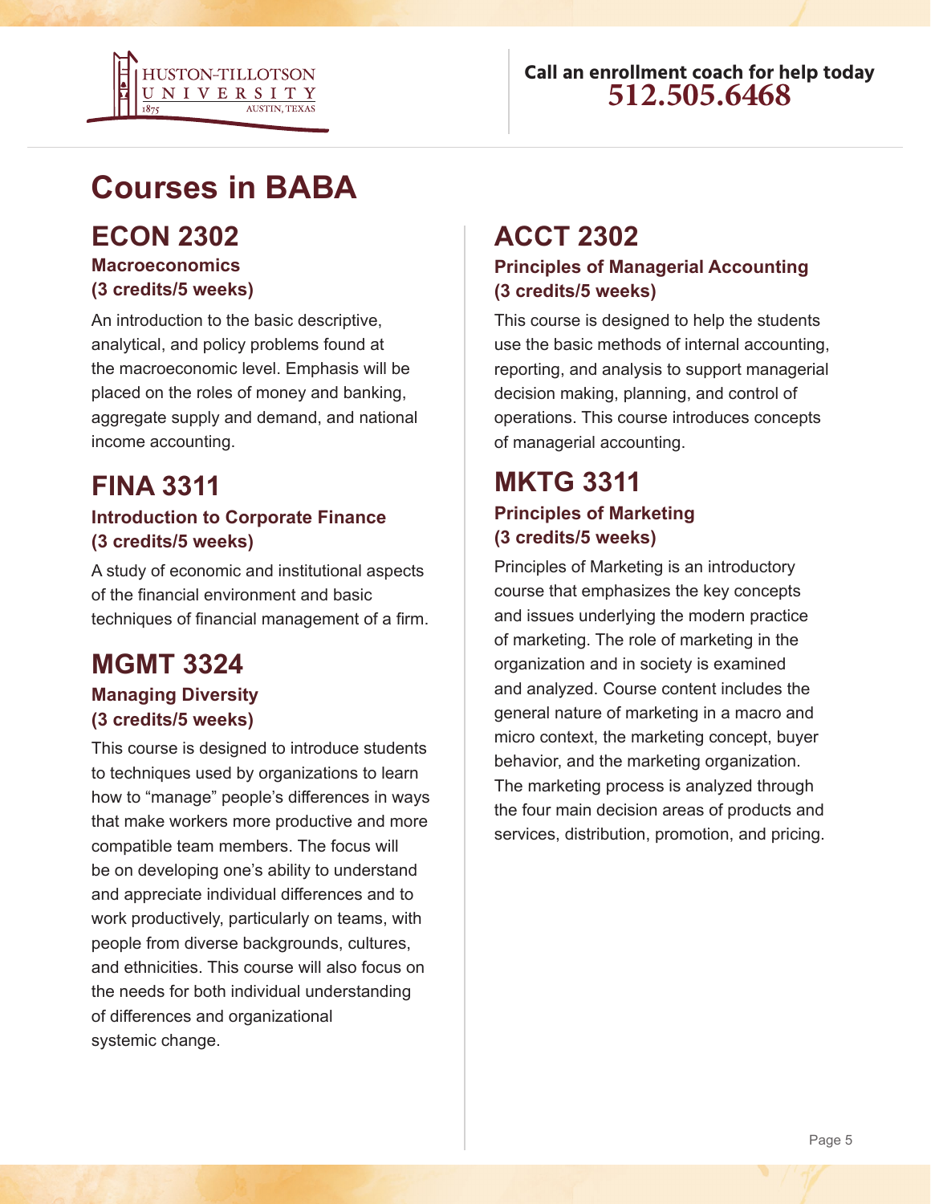# Courses in BABA

## ECON 2302

### Macroeconomics
### (3 credits/5 weeks)

An introduction to the basic descriptive, analytical, and policy problems found at the macroeconomic level. Emphasis will be placed on the roles of money and banking, aggregate supply and demand, and national income accounting.

## FINA 3311

### Introduction to Corporate Finance
### (3 credits/5 weeks)

A study of economic and institutional aspects of the financial environment and basic techniques of financial management of a firm.

## MGMT 3324

### Managing Diversity
### (3 credits/5 weeks)

This course is designed to introduce students to techniques used by organizations to learn how to "manage" people's differences in ways that make workers more productive and more compatible team members. The focus will be on developing one's ability to understand and appreciate individual differences and to work productively, particularly on teams, with people from diverse backgrounds, cultures, and ethnicities. This course will also focus on the needs for both individual understanding of differences and organizational systemic change.

## ACCT 2302

### Principles of Managerial Accounting
### (3 credits/5 weeks)

This course is designed to help the students use the basic methods of internal accounting, reporting, and analysis to support managerial decision making, planning, and control of operations. This course introduces concepts of managerial accounting.

## MKTG 3311

### Principles of Marketing
### (3 credits/5 weeks)

Principles of Marketing is an introductory course that emphasizes the key concepts and issues underlying the modern practice of marketing. The role of marketing in the organization and in society is examined and analyzed. Course content includes the general nature of marketing in a macro and micro context, the marketing concept, buyer behavior, and the marketing organization. The marketing process is analyzed through the four main decision areas of products and services, distribution, promotion, and pricing.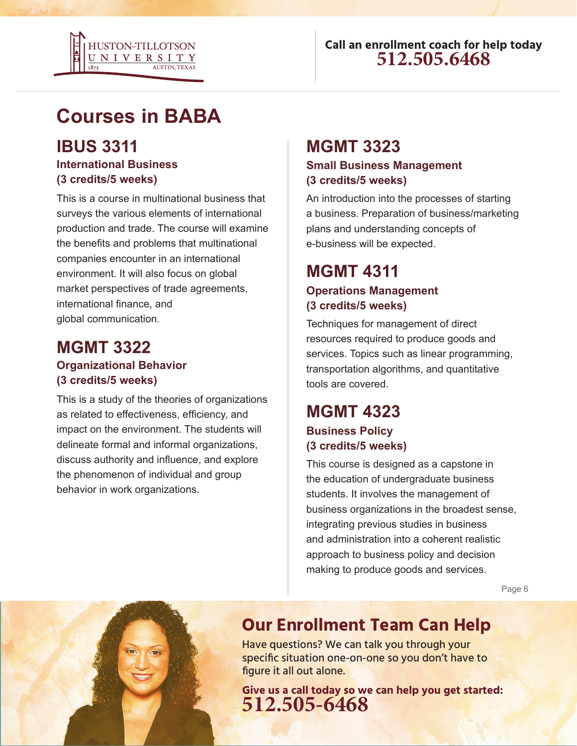Call an enrollment coach for help today
**512.505.6468**

# Courses in BABA

## IBUS 3311

**International Business (3 credits/5 weeks)**

This is a course in multinational business that surveys the various elements of international production and trade. The course will examine the benefits and problems that multinational companies encounter in an international environment. It will also focus on global market perspectives of trade agreements, international finance, and global communication.

## MGMT 3322

**Organizational Behavior (3 credits/5 weeks)**

This is a study of the theories of organizations as related to effectiveness, efficiency, and impact on the environment. The students will delineate formal and informal organizations, discuss authority and influence, and explore the phenomenon of individual and group behavior in work organizations.

## MGMT 3323

**Small Business Management (3 credits/5 weeks)**

An introduction into the processes of starting a business. Preparation of business/marketing plans and understanding concepts of e-business will be expected.

## MGMT 4311

**Operations Management (3 credits/5 weeks)**

Techniques for management of direct resources required to produce goods and services. Topics such as linear programming, transportation algorithms, and quantitative tools are covered.

## MGMT 4323

**Business Policy (3 credits/5 weeks)**

This course is designed as a capstone in the education of undergraduate business students. It involves the management of business organizations in the broadest sense, integrating previous studies in business and administration into a coherent realistic approach to business policy and decision making to produce goods and services.

## Our Enrollment Team Can Help

Have questions? We can talk you through your specific situation one-on-one so you don't have to figure it all out alone.

**Give us a call today so we can help you get started:**
**512.505-6468**